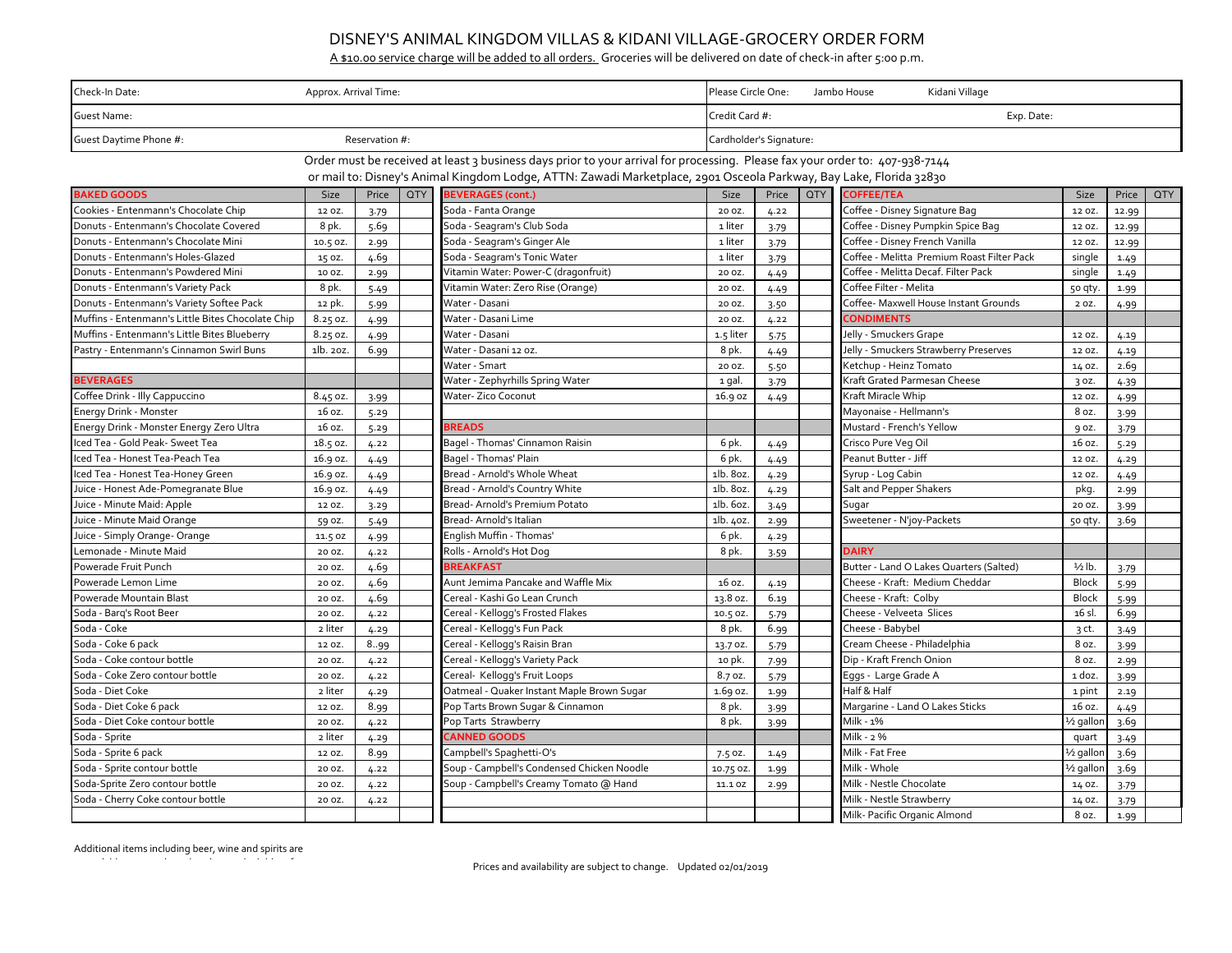# DISNEY'S ANIMAL KINGDOM VILLAS & KIDANI VILLAGE-GROCERY ORDER FORM

A $10.00 service charge will be added to all orders. Groceries will be delivered on date of check-in after 5:00 p.m.

| Check-In Date: | Approx. Arrival Time: | Please Circle One: Jambo House Kidani Village |
|---|---|---|
| Guest Name: | | Credit Card #: Exp. Date: |
| Guest Daytime Phone #: | Reservation #: | Cardholder's Signature: |

Order must be received at least 3 business days prior to your arrival for processing. Please fax your order to: 407-938-7144
or mail to: Disney's Animal Kingdom Lodge, ATTN: Zawadi Marketplace, 2901 Osceola Parkway, Bay Lake, Florida 32830

| BAKED GOODS | Size | Price | QTY |
|---|---|---|---|
| Cookies - Entenmann's Chocolate Chip | 12 oz. | 3.79 | |
| Donuts - Entenmann's Chocolate Covered | 8 pk. | 5.69 | |
| Donuts - Entenmann's Chocolate Mini | 10.5 oz. | 2.99 | |
| Donuts - Entenmann's Holes-Glazed | 15 oz. | 4.69 | |
| Donuts - Entenmann's Powdered Mini | 10 oz. | 2.99 | |
| Donuts - Entenmann's Variety Pack | 8 pk. | 5.49 | |
| Donuts - Entenmann's Variety Softee Pack | 12 pk. | 5.99 | |
| Muffins - Entenmann's Little Bites Chocolate Chip | 8.25 oz. | 4.99 | |
| Muffins - Entenmann's Little Bites Blueberry | 8.25 oz. | 4.99 | |
| Pastry - Entenmann's Cinnamon Swirl Buns | 1lb. 2oz. | 6.99 | |
| **BEVERAGES** | | | |
| Coffee Drink - Illy Cappuccino | 8.45 oz. | 3.99 | |
| Energy Drink - Monster | 16 oz. | 5.29 | |
| Energy Drink - Monster Energy Zero Ultra | 16 oz. | 5.29 | |
| Iced Tea - Gold Peak- Sweet Tea | 18.5 oz. | 4.22 | |
| Iced Tea - Honest Tea-Peach Tea | 16.9 oz. | 4.49 | |
| Iced Tea - Honest Tea-Honey Green | 16.9 oz. | 4.49 | |
| Juice - Honest Ade-Pomegranate Blue | 16.9 oz. | 4.49 | |
| Juice - Minute Maid: Apple | 12 oz. | 3.29 | |
| Juice - Minute Maid Orange | 59 oz. | 5.49 | |
| Juice - Simply Orange- Orange | 11.5 oz | 4.99 | |
| Lemonade - Minute Maid | 20 oz. | 4.22 | |
| Powerade Fruit Punch | 20 oz. | 4.69 | |
| Powerade Lemon Lime | 20 oz. | 4.69 | |
| Powerade Mountain Blast | 20 oz. | 4.69 | |
| Soda - Barq's Root Beer | 20 oz. | 4.22 | |
| Soda - Coke | 2 liter | 4.29 | |
| Soda - Coke 6 pack | 12 oz. | 8..99 | |
| Soda - Coke contour bottle | 20 oz. | 4.22 | |
| Soda - Coke Zero contour bottle | 20 oz. | 4.22 | |
| Soda - Diet Coke | 2 liter | 4.29 | |
| Soda - Diet Coke 6 pack | 12 oz. | 8.99 | |
| Soda - Diet Coke contour bottle | 20 oz. | 4.22 | |
| Soda - Sprite | 2 liter | 4.29 | |
| Soda - Sprite 6 pack | 12 oz. | 8.99 | |
| Soda - Sprite contour bottle | 20 oz. | 4.22 | |
| Soda-Sprite Zero contour bottle | 20 oz. | 4.22 | |
| Soda - Cherry Coke contour bottle | 20 oz. | 4.22 | |

| BEVERAGES (cont.) | Size | Price | QTY |
|---|---|---|---|
| Soda - Fanta Orange | 20 oz. | 4.22 | |
| Soda - Seagram's Club Soda | 1 liter | 3.79 | |
| Soda - Seagram's Ginger Ale | 1 liter | 3.79 | |
| Soda - Seagram's Tonic Water | 1 liter | 3.79 | |
| Vitamin Water: Power-C (dragonfruit) | 20 oz. | 4.49 | |
| Vitamin Water: Zero Rise (Orange) | 20 oz. | 4.49 | |
| Water - Dasani | 20 oz. | 3.50 | |
| Water - Dasani Lime | 20 oz. | 4.22 | |
| Water - Dasani | 1.5 liter | 5.75 | |
| Water - Dasani 12 oz. | 8 pk. | 4.49 | |
| Water - Smart | 20 oz. | 5.50 | |
| Water - Zephyrhills Spring Water | 1 gal. | 3.79 | |
| Water- Zico Coconut | 16.9 oz | 4.49 | |
| **BREADS** | | | |
| Bagel - Thomas' Cinnamon Raisin | 6 pk. | 4.49 | |
| Bagel - Thomas' Plain | 6 pk. | 4.49 | |
| Bread - Arnold's Whole Wheat | 1lb. 8oz. | 4.29 | |
| Bread - Arnold's Country White | 1lb. 8oz. | 4.29 | |
| Bread- Arnold's Premium Potato | 1lb. 6oz. | 3.49 | |
| Bread- Arnold's Italian | 1lb. 4oz. | 2.99 | |
| English Muffin - Thomas' | 6 pk. | 4.29 | |
| Rolls - Arnold's Hot Dog | 8 pk. | 3.59 | |
| **BREAKFAST** | | | |
| Aunt Jemima Pancake and Waffle Mix | 16 oz. | 4.19 | |
| Cereal - Kashi Go Lean Crunch | 13.8 oz. | 6.19 | |
| Cereal - Kellogg's Frosted Flakes | 10.5 oz. | 5.79 | |
| Cereal - Kellogg's Fun Pack | 8 pk. | 6.99 | |
| Cereal - Kellogg's Raisin Bran | 13.7 oz. | 5.79 | |
| Cereal - Kellogg's Variety Pack | 10 pk. | 7.99 | |
| Cereal- Kellogg's Fruit Loops | 8.7 oz. | 5.79 | |
| Oatmeal - Quaker Instant Maple Brown Sugar | 1.69 oz. | 1.99 | |
| Pop Tarts Brown Sugar & Cinnamon | 8 pk. | 3.99 | |
| Pop Tarts Strawberry | 8 pk. | 3.99 | |
| **CANNED GOODS** | | | |
| Campbell's Spaghetti-O's | 7.5 oz. | 1.49 | |
| Soup - Campbell's Condensed Chicken Noodle | 10.75 oz. | 1.99 | |
| Soup - Campbell's Creamy Tomato @ Hand | 11.1 oz | 2.99 | |

| COFFEE/TEA | Size | Price | QTY |
|---|---|---|---|
| Coffee - Disney Signature Bag | 12 oz. | 12.99 | |
| Coffee - Disney Pumpkin Spice Bag | 12 oz. | 12.99 | |
| Coffee - Disney French Vanilla | 12 oz. | 12.99 | |
| Coffee - Melitta Premium Roast Filter Pack | single | 1.49 | |
| Coffee - Melitta Decaf. Filter Pack | single | 1.49 | |
| Coffee Filter - Melita | 50 qty. | 1.99 | |
| Coffee- Maxwell House Instant Grounds | 2 oz. | 4.99 | |
| **CONDIMENTS** | | | |
| Jelly - Smuckers Grape | 12 oz. | 4.19 | |
| Jelly - Smuckers Strawberry Preserves | 12 oz. | 4.19 | |
| Ketchup - Heinz Tomato | 14 oz. | 2.69 | |
| Kraft Grated Parmesan Cheese | 3 oz. | 4.39 | |
| Kraft Miracle Whip | 12 oz. | 4.99 | |
| Mayonaise - Hellmann's | 8 oz. | 3.99 | |
| Mustard - French's Yellow | 9 oz. | 3.79 | |
| Crisco Pure Veg Oil | 16 oz. | 5.29 | |
| Peanut Butter - Jiff | 12 oz. | 4.29 | |
| Syrup - Log Cabin | 12 oz. | 4.49 | |
| Salt and Pepper Shakers | pkg. | 2.99 | |
| Sugar | 20 oz. | 3.99 | |
| Sweetener - N'joy-Packets | 50 qty. | 3.69 | |
| **DAIRY** | | | |
| Butter - Land O Lakes Quarters (Salted) | ½ lb. | 3.79 | |
| Cheese - Kraft: Medium Cheddar | Block | 5.99 | |
| Cheese - Kraft: Colby | Block | 5.99 | |
| Cheese - Velveeta Slices | 16 sl. | 6.99 | |
| Cheese - Babybel | 3 ct. | 3.49 | |
| Cream Cheese - Philadelphia | 8 oz. | 3.99 | |
| Dip - Kraft French Onion | 8 oz. | 2.99 | |
| Eggs - Large Grade A | 1 doz. | 3.99 | |
| Half & Half | 1 pint | 2.19 | |
| Margarine - Land O Lakes Sticks | 16 oz. | 4.49 | |
| Milk - 1% | ½ gallon | 3.69 | |
| Milk - 2 % | quart | 3.49 | |
| Milk - Fat Free | ½ gallon | 3.69 | |
| Milk - Whole | ½ gallon | 3.69 | |
| Milk - Nestle Chocolate | 14 oz. | 3.79 | |
| Milk - Nestle Strawberry | 14 oz. | 3.79 | |
| Milk- Pacific Organic Almond | 8 oz. | 1.99 | |

Additional items including beer, wine and spirits are

Prices and availability are subject to change. Updated 02/01/2019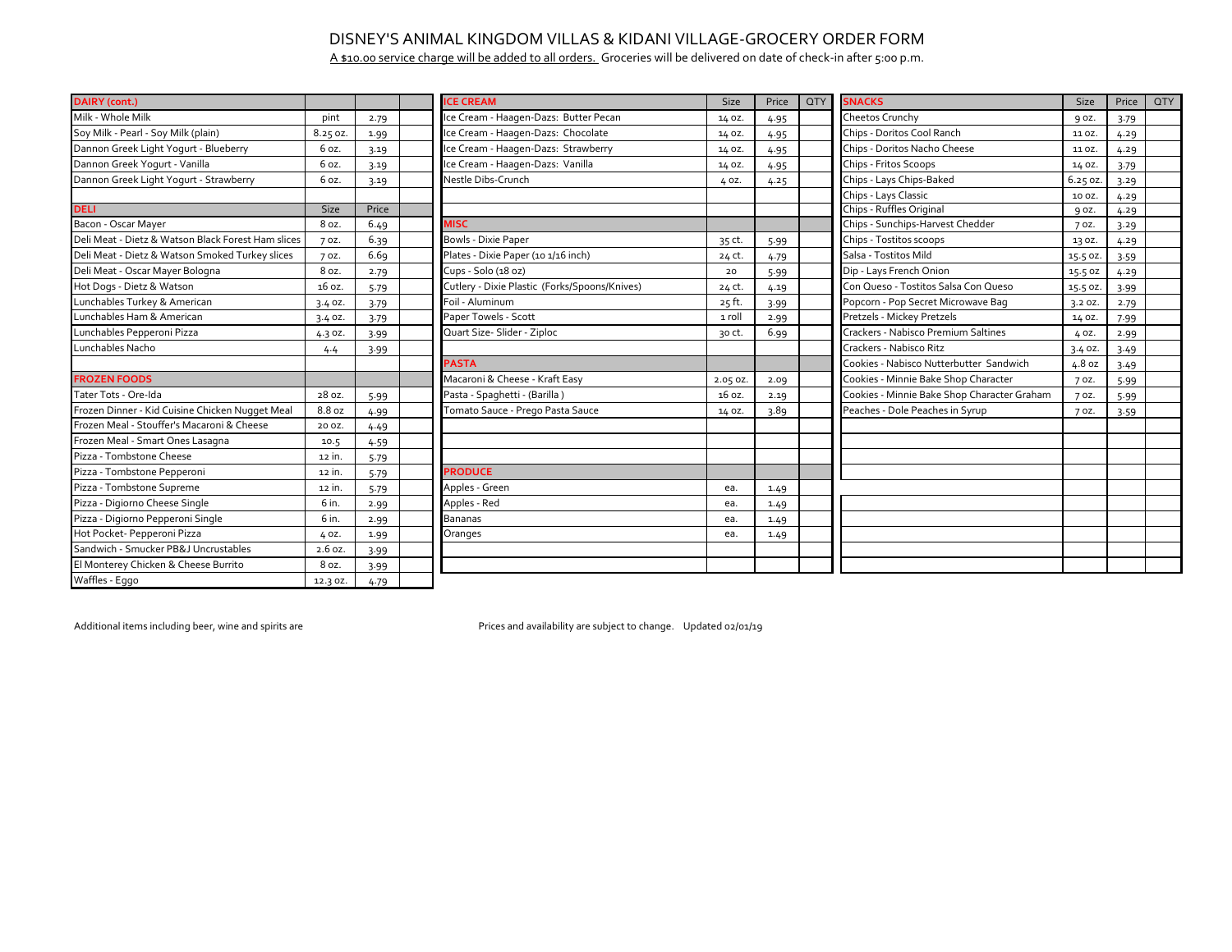# DISNEY'S ANIMAL KINGDOM VILLAS & KIDANI VILLAGE-GROCERY ORDER FORM

A $10.00 service charge will be added to all orders. Groceries will be delivered on date of check-in after 5:00 p.m.

| DAIRY (cont.) | | | |
|---|---|---|---|
| Milk - Whole Milk | pint | 2.79 | |
| Soy Milk - Pearl - Soy Milk (plain) | 8.25 oz. | 1.99 | |
| Dannon Greek Light Yogurt - Blueberry | 6 oz. | 3.19 | |
| Dannon Greek Yogurt - Vanilla | 6 oz. | 3.19 | |
| Dannon Greek Light Yogurt - Strawberry | 6 oz. | 3.19 | |
| | | | |
| DELI | Size | Price | |
| Bacon - Oscar Mayer | 8 oz. | 6.49 | |
| Deli Meat - Dietz & Watson Black Forest Ham slices | 7 oz. | 6.39 | |
| Deli Meat - Dietz & Watson Smoked Turkey slices | 7 oz. | 6.69 | |
| Deli Meat - Oscar Mayer Bologna | 8 oz. | 2.79 | |
| Hot Dogs - Dietz & Watson | 16 oz. | 5.79 | |
| Lunchables Turkey & American | 3.4 oz. | 3.79 | |
| Lunchables Ham & American | 3.4 oz. | 3.79 | |
| Lunchables Pepperoni Pizza | 4.3 oz. | 3.99 | |
| Lunchables Nacho | 4.4 | 3.99 | |
| | | | |
| FROZEN FOODS | | | |
| Tater Tots - Ore-Ida | 28 oz. | 5.99 | |
| Frozen Dinner - Kid Cuisine Chicken Nugget Meal | 8.8 oz | 4.99 | |
| Frozen Meal - Stouffer's Macaroni & Cheese | 20 oz. | 4.49 | |
| Frozen Meal - Smart Ones Lasagna | 10.5 | 4.59 | |
| Pizza - Tombstone Cheese | 12 in. | 5.79 | |
| Pizza - Tombstone Pepperoni | 12 in. | 5.79 | |
| Pizza - Tombstone Supreme | 12 in. | 5.79 | |
| Pizza - Digiorno Cheese Single | 6 in. | 2.99 | |
| Pizza - Digiorno Pepperoni Single | 6 in. | 2.99 | |
| Hot Pocket- Pepperoni Pizza | 4 oz. | 1.99 | |
| Sandwich - Smucker PB&J Uncrustables | 2.6 oz. | 3.99 | |
| El Monterey Chicken & Cheese Burrito | 8 oz. | 3.99 | |
| Waffles - Eggo | 12.3 oz. | 4.79 | |

| ICE CREAM | Size | Price | QTY |
|---|---|---|---|
| Ice Cream - Haagen-Dazs: Butter Pecan | 14 oz. | 4.95 | |
| Ice Cream - Haagen-Dazs: Chocolate | 14 oz. | 4.95 | |
| Ice Cream - Haagen-Dazs: Strawberry | 14 oz. | 4.95 | |
| Ice Cream - Haagen-Dazs: Vanilla | 14 oz. | 4.95 | |
| Nestle Dibs-Crunch | 4 oz. | 4.25 | |
| | | | |
| | | | |
| MISC | | | |
| Bowls - Dixie Paper | 35 ct. | 5.99 | |
| Plates - Dixie Paper (10 1/16 inch) | 24 ct. | 4.79 | |
| Cups - Solo (18 oz) | 20 | 5.99 | |
| Cutlery - Dixie Plastic (Forks/Spoons/Knives) | 24 ct. | 4.19 | |
| Foil - Aluminum | 25 ft. | 3.99 | |
| Paper Towels - Scott | 1 roll | 2.99 | |
| Quart Size- Slider - Ziploc | 30 ct. | 6.99 | |
| | | | |
| PASTA | | | |
| Macaroni & Cheese - Kraft Easy | 2.05 oz. | 2.09 | |
| Pasta - Spaghetti - (Barilla ) | 16 oz. | 2.19 | |
| Tomato Sauce - Prego Pasta Sauce | 14 oz. | 3.89 | |
| | | | |
| | | | |
| PRODUCE | | | |
| Apples - Green | ea. | 1.49 | |
| Apples - Red | ea. | 1.49 | |
| Bananas | ea. | 1.49 | |
| Oranges | ea. | 1.49 | |

| SNACKS | Size | Price | QTY |
|---|---|---|---|
| Cheetos Crunchy | 9 oz. | 3.79 | |
| Chips - Doritos Cool Ranch | 11 oz. | 4.29 | |
| Chips - Doritos Nacho Cheese | 11 oz. | 4.29 | |
| Chips - Fritos Scoops | 14 oz. | 3.79 | |
| Chips - Lays Chips-Baked | 6.25 oz. | 3.29 | |
| Chips - Lays Classic | 10 oz. | 4.29 | |
| Chips - Ruffles Original | 9 oz. | 4.29 | |
| Chips - Sunchips-Harvest Chedder | 7 oz. | 3.29 | |
| Chips - Tostitos scoops | 13 oz. | 4.29 | |
| Salsa - Tostitos Mild | 15.5 oz. | 3.59 | |
| Dip - Lays French Onion | 15.5 oz | 4.29 | |
| Con Queso - Tostitos Salsa Con Queso | 15.5 oz. | 3.99 | |
| Popcorn - Pop Secret Microwave Bag | 3.2 oz. | 2.79 | |
| Pretzels - Mickey Pretzels | 14 oz. | 7.99 | |
| Crackers - Nabisco Premium Saltines | 4 oz. | 2.99 | |
| Crackers - Nabisco Ritz | 3.4 oz. | 3.49 | |
| Cookies - Nabisco Nutterbutter Sandwich | 4.8 oz | 3.49 | |
| Cookies - Minnie Bake Shop Character | 7 oz. | 5.99 | |
| Cookies - Minnie Bake Shop Character Graham | 7 oz. | 5.99 | |
| Peaches - Dole Peaches in Syrup | 7 oz. | 3.59 | |

Additional items including beer, wine and spirits are

Prices and availability are subject to change. Updated 02/01/19